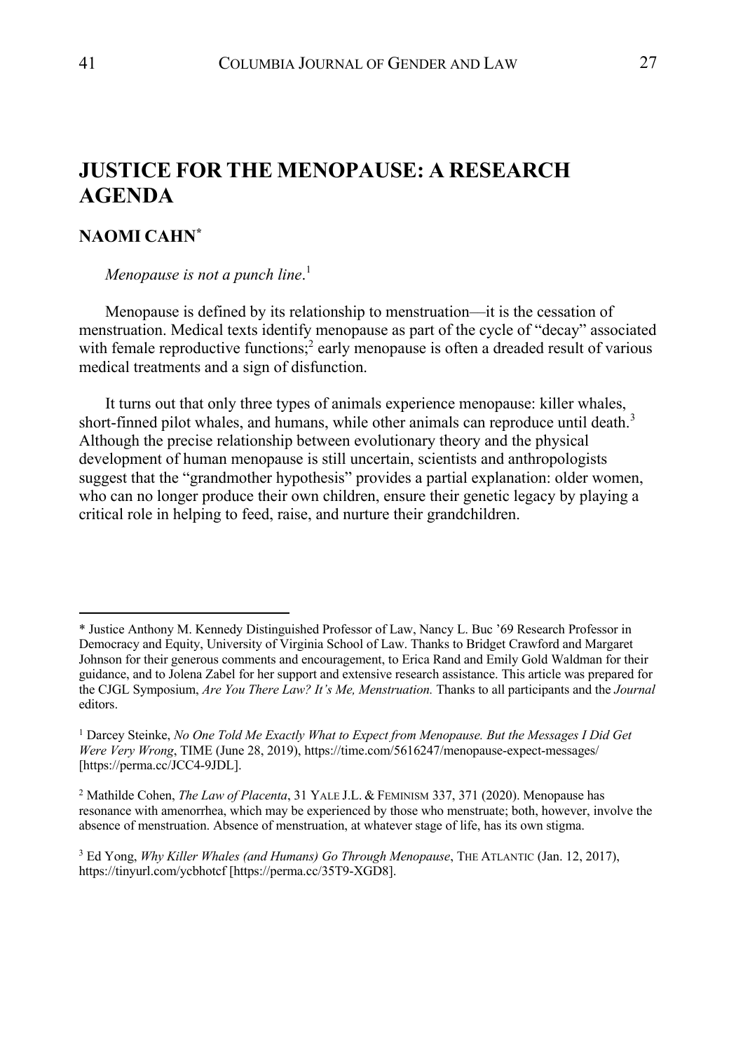# JUSTICE FOR THE MENOPAUSE: A RESEARCH AGENDA

## NAOMI CAHN*

*Menopause is not a punch line*.[1]

Menopause is defined by its relationship to menstruation—it is the cessation of menstruation. Medical texts identify menopause as part of the cycle of "decay" associated with female reproductive functions;[2] early menopause is often a dreaded result of various medical treatments and a sign of disfunction.

It turns out that only three types of animals experience menopause: killer whales, short-finned pilot whales, and humans, while other animals can reproduce until death.[3] Although the precise relationship between evolutionary theory and the physical development of human menopause is still uncertain, scientists and anthropologists suggest that the "grandmother hypothesis" provides a partial explanation: older women, who can no longer produce their own children, ensure their genetic legacy by playing a critical role in helping to feed, raise, and nurture their grandchildren.

---

* Justice Anthony M. Kennedy Distinguished Professor of Law, Nancy L. Buc '69 Research Professor in Democracy and Equity, University of Virginia School of Law. Thanks to Bridget Crawford and Margaret Johnson for their generous comments and encouragement, to Erica Rand and Emily Gold Waldman for their guidance, and to Jolena Zabel for her support and extensive research assistance. This article was prepared for the CJGL Symposium, *Are You There Law? It's Me, Menstruation.* Thanks to all participants and the *Journal* editors.

[1] Darcey Steinke, *No One Told Me Exactly What to Expect from Menopause. But the Messages I Did Get Were Very Wrong*, TIME (June 28, 2019), https://time.com/5616247/menopause-expect-messages/ [https://perma.cc/JCC4-9JDL].

[2] Mathilde Cohen, *The Law of Placenta*, 31 YALE J.L. & FEMINISM 337, 371 (2020). Menopause has resonance with amenorrhea, which may be experienced by those who menstruate; both, however, involve the absence of menstruation. Absence of menstruation, at whatever stage of life, has its own stigma.

[3] Ed Yong, *Why Killer Whales (and Humans) Go Through Menopause*, THE ATLANTIC (Jan. 12, 2017), https://tinyurl.com/ycbhotcf [https://perma.cc/35T9-XGD8].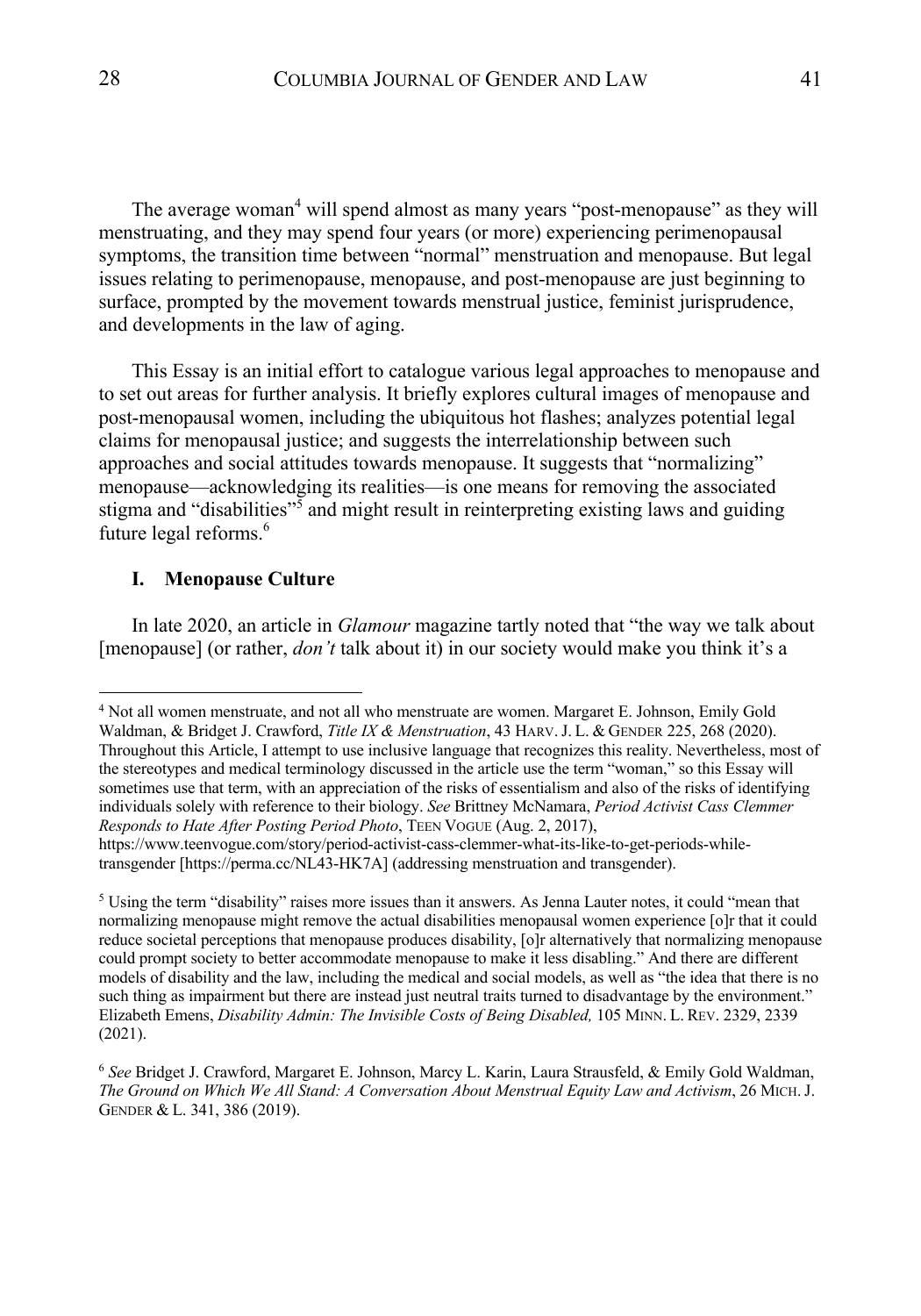The average woman[4] will spend almost as many years "post-menopause" as they will menstruating, and they may spend four years (or more) experiencing perimenopausal symptoms, the transition time between "normal" menstruation and menopause. But legal issues relating to perimenopause, menopause, and post-menopause are just beginning to surface, prompted by the movement towards menstrual justice, feminist jurisprudence, and developments in the law of aging.

This Essay is an initial effort to catalogue various legal approaches to menopause and to set out areas for further analysis. It briefly explores cultural images of menopause and post-menopausal women, including the ubiquitous hot flashes; analyzes potential legal claims for menopausal justice; and suggests the interrelationship between such approaches and social attitudes towards menopause. It suggests that "normalizing" menopause—acknowledging its realities—is one means for removing the associated stigma and "disabilities"[5] and might result in reinterpreting existing laws and guiding future legal reforms.[6]

## I. Menopause Culture

In late 2020, an article in *Glamour* magazine tartly noted that "the way we talk about [menopause] (or rather, *don't* talk about it) in our society would make you think it's a

---

[4] Not all women menstruate, and not all who menstruate are women. Margaret E. Johnson, Emily Gold Waldman, & Bridget J. Crawford, *Title IX & Menstruation*, 43 HARV. J. L. & GENDER 225, 268 (2020). Throughout this Article, I attempt to use inclusive language that recognizes this reality. Nevertheless, most of the stereotypes and medical terminology discussed in the article use the term "woman," so this Essay will sometimes use that term, with an appreciation of the risks of essentialism and also of the risks of identifying individuals solely with reference to their biology. *See* Brittney McNamara, *Period Activist Cass Clemmer Responds to Hate After Posting Period Photo*, TEEN VOGUE (Aug. 2, 2017), https://www.teenvogue.com/story/period-activist-cass-clemmer-what-its-like-to-get-periods-while-transgender [https://perma.cc/NL43-HK7A] (addressing menstruation and transgender).

[5] Using the term "disability" raises more issues than it answers. As Jenna Lauter notes, it could "mean that normalizing menopause might remove the actual disabilities menopausal women experience [o]r that it could reduce societal perceptions that menopause produces disability, [o]r alternatively that normalizing menopause could prompt society to better accommodate menopause to make it less disabling." And there are different models of disability and the law, including the medical and social models, as well as "the idea that there is no such thing as impairment but there are instead just neutral traits turned to disadvantage by the environment." Elizabeth Emens, *Disability Admin: The Invisible Costs of Being Disabled,* 105 MINN. L. REV. 2329, 2339 (2021).

[6] *See* Bridget J. Crawford, Margaret E. Johnson, Marcy L. Karin, Laura Strausfeld, & Emily Gold Waldman, *The Ground on Which We All Stand: A Conversation About Menstrual Equity Law and Activism*, 26 MICH. J. GENDER & L. 341, 386 (2019).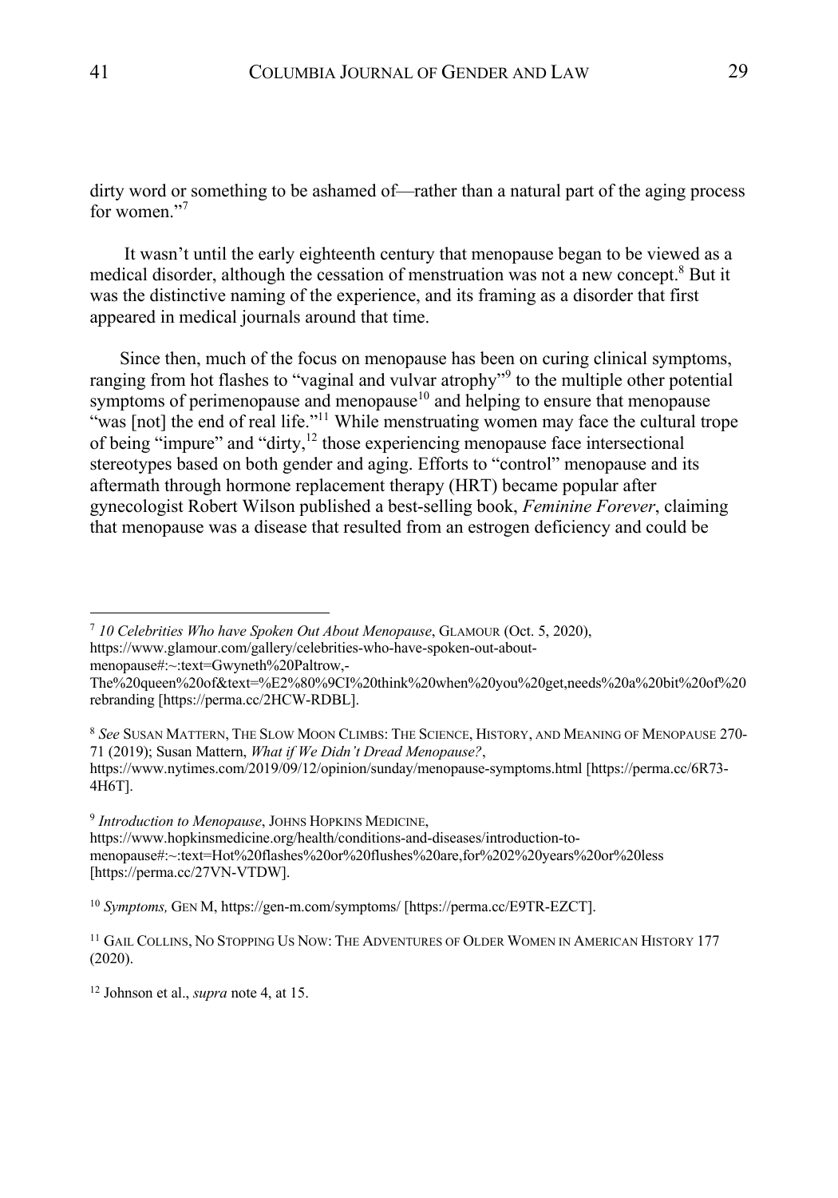dirty word or something to be ashamed of—rather than a natural part of the aging process for women."[7]

It wasn't until the early eighteenth century that menopause began to be viewed as a medical disorder, although the cessation of menstruation was not a new concept.[8] But it was the distinctive naming of the experience, and its framing as a disorder that first appeared in medical journals around that time.

Since then, much of the focus on menopause has been on curing clinical symptoms, ranging from hot flashes to "vaginal and vulvar atrophy"[9] to the multiple other potential symptoms of perimenopause and menopause[10] and helping to ensure that menopause "was [not] the end of real life."[11] While menstruating women may face the cultural trope of being "impure" and "dirty,[12] those experiencing menopause face intersectional stereotypes based on both gender and aging. Efforts to "control" menopause and its aftermath through hormone replacement therapy (HRT) became popular after gynecologist Robert Wilson published a best-selling book, *Feminine Forever*, claiming that menopause was a disease that resulted from an estrogen deficiency and could be

---

[7] *10 Celebrities Who have Spoken Out About Menopause*, GLAMOUR (Oct. 5, 2020), https://www.glamour.com/gallery/celebrities-who-have-spoken-out-about-menopause#:~:text=Gwyneth%20Paltrow,-The%20queen%20of&text=%E2%80%9CI%20think%20when%20you%20get,needs%20a%20bit%20of%20rebranding [https://perma.cc/2HCW-RDBL].

[8] *See* SUSAN MATTERN, THE SLOW MOON CLIMBS: THE SCIENCE, HISTORY, AND MEANING OF MENOPAUSE 270-71 (2019); Susan Mattern, *What if We Didn't Dread Menopause?*, https://www.nytimes.com/2019/09/12/opinion/sunday/menopause-symptoms.html [https://perma.cc/6R73-4H6T].

[9] *Introduction to Menopause*, JOHNS HOPKINS MEDICINE, https://www.hopkinsmedicine.org/health/conditions-and-diseases/introduction-to-menopause#:~:text=Hot%20flashes%20or%20flushes%20are,for%202%20years%20or%20less [https://perma.cc/27VN-VTDW].

[10] *Symptoms,* GEN M, https://gen-m.com/symptoms/ [https://perma.cc/E9TR-EZCT].

[11] GAIL COLLINS, NO STOPPING US NOW: THE ADVENTURES OF OLDER WOMEN IN AMERICAN HISTORY 177 (2020).

[12] Johnson et al., *supra* note 4, at 15.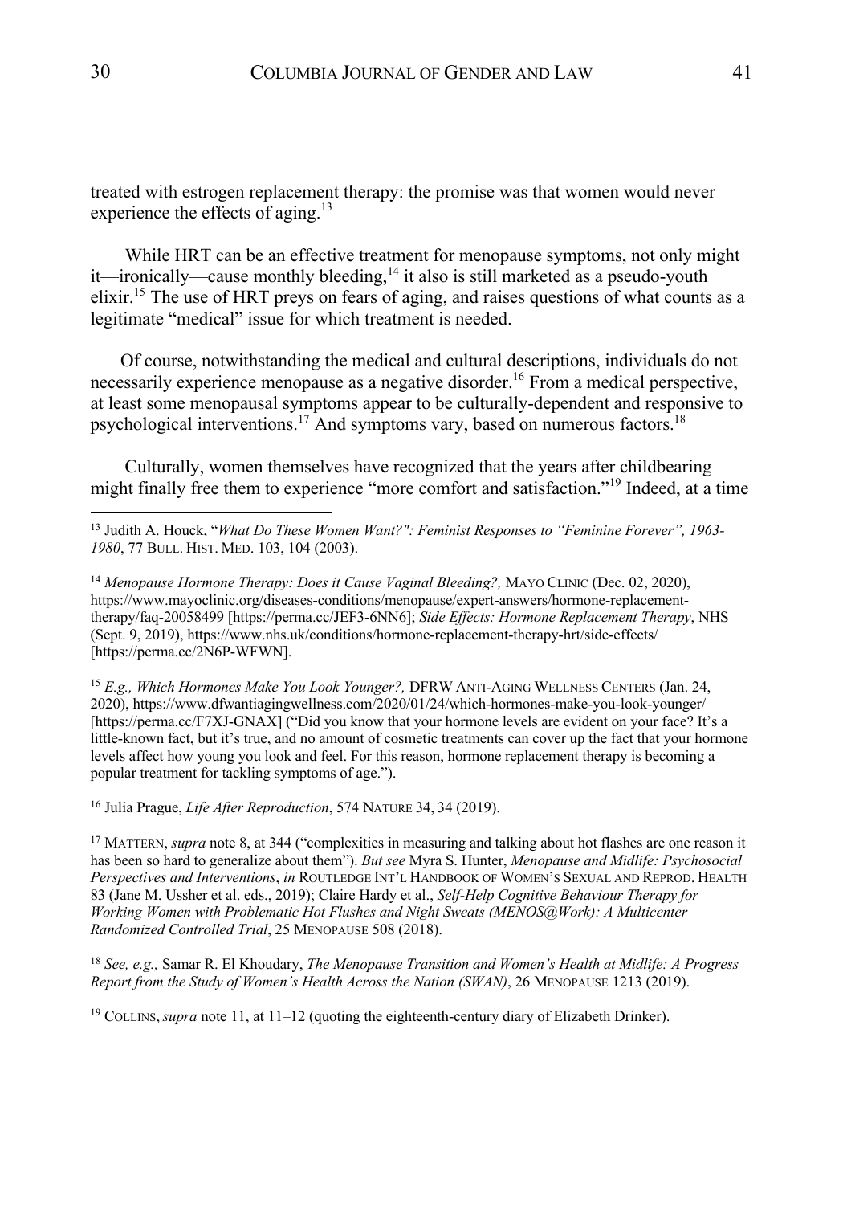treated with estrogen replacement therapy: the promise was that women would never experience the effects of aging.[13]

While HRT can be an effective treatment for menopause symptoms, not only might it—ironically—cause monthly bleeding,[14] it also is still marketed as a pseudo-youth elixir.[15] The use of HRT preys on fears of aging, and raises questions of what counts as a legitimate "medical" issue for which treatment is needed.

Of course, notwithstanding the medical and cultural descriptions, individuals do not necessarily experience menopause as a negative disorder.[16] From a medical perspective, at least some menopausal symptoms appear to be culturally-dependent and responsive to psychological interventions.[17] And symptoms vary, based on numerous factors.[18]

Culturally, women themselves have recognized that the years after childbearing might finally free them to experience "more comfort and satisfaction."[19] Indeed, at a time

---

[13] Judith A. Houck, "*What Do These Women Want?": Feminist Responses to "Feminine Forever", 1963-1980*, 77 BULL. HIST. MED. 103, 104 (2003).

[14] *Menopause Hormone Therapy: Does it Cause Vaginal Bleeding?,* MAYO CLINIC (Dec. 02, 2020), https://www.mayoclinic.org/diseases-conditions/menopause/expert-answers/hormone-replacement-therapy/faq-20058499 [https://perma.cc/JEF3-6NN6]; *Side Effects: Hormone Replacement Therapy*, NHS (Sept. 9, 2019), https://www.nhs.uk/conditions/hormone-replacement-therapy-hrt/side-effects/ [https://perma.cc/2N6P-WFWN].

[15] *E.g., Which Hormones Make You Look Younger?,* DFRW ANTI-AGING WELLNESS CENTERS (Jan. 24, 2020), https://www.dfwantiagingwellness.com/2020/01/24/which-hormones-make-you-look-younger/ [https://perma.cc/F7XJ-GNAX] ("Did you know that your hormone levels are evident on your face? It's a little-known fact, but it's true, and no amount of cosmetic treatments can cover up the fact that your hormone levels affect how young you look and feel. For this reason, hormone replacement therapy is becoming a popular treatment for tackling symptoms of age.").

[16] Julia Prague, *Life After Reproduction*, 574 NATURE 34, 34 (2019).

[17] MATTERN, *supra* note 8, at 344 ("complexities in measuring and talking about hot flashes are one reason it has been so hard to generalize about them"). *But see* Myra S. Hunter, *Menopause and Midlife: Psychosocial Perspectives and Interventions*, *in* ROUTLEDGE INT'L HANDBOOK OF WOMEN'S SEXUAL AND REPROD. HEALTH 83 (Jane M. Ussher et al. eds., 2019); Claire Hardy et al., *Self-Help Cognitive Behaviour Therapy for Working Women with Problematic Hot Flushes and Night Sweats (MENOS@Work): A Multicenter Randomized Controlled Trial*, 25 MENOPAUSE 508 (2018).

[18] *See, e.g.,* Samar R. El Khoudary, *The Menopause Transition and Women's Health at Midlife: A Progress Report from the Study of Women's Health Across the Nation (SWAN)*, 26 MENOPAUSE 1213 (2019).

[19] COLLINS, *supra* note 11, at 11–12 (quoting the eighteenth-century diary of Elizabeth Drinker).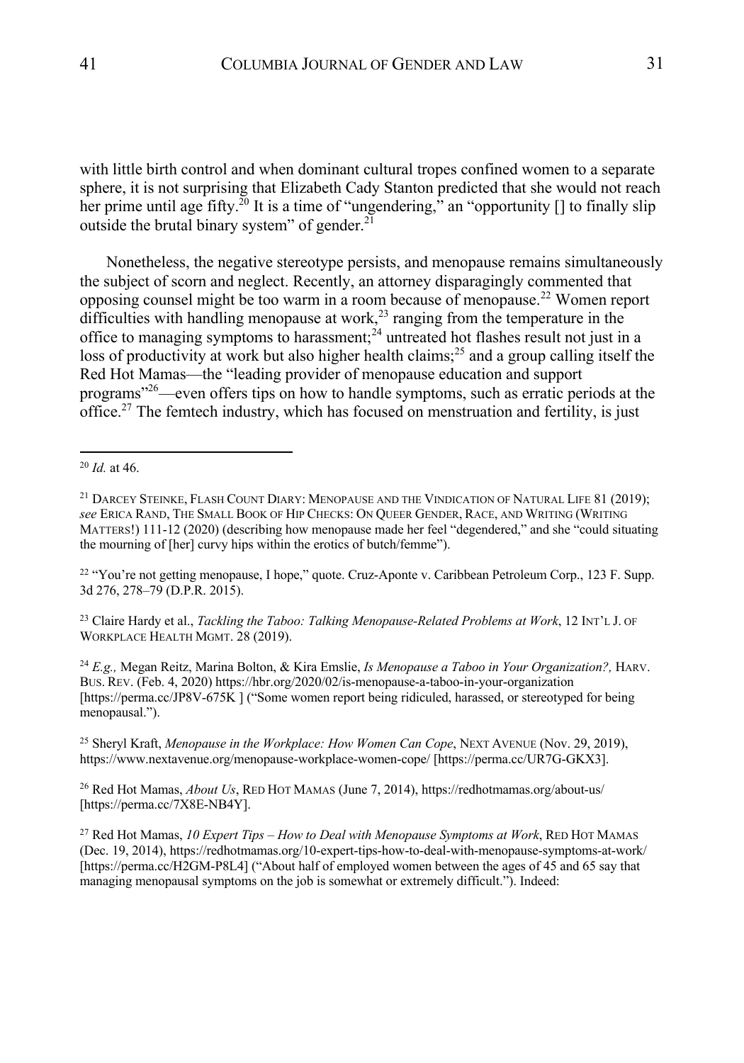with little birth control and when dominant cultural tropes confined women to a separate sphere, it is not surprising that Elizabeth Cady Stanton predicted that she would not reach her prime until age fifty.[20] It is a time of "ungendering," an "opportunity [] to finally slip outside the brutal binary system" of gender.[21]

Nonetheless, the negative stereotype persists, and menopause remains simultaneously the subject of scorn and neglect. Recently, an attorney disparagingly commented that opposing counsel might be too warm in a room because of menopause.[22] Women report difficulties with handling menopause at work,[23] ranging from the temperature in the office to managing symptoms to harassment;[24] untreated hot flashes result not just in a loss of productivity at work but also higher health claims;[25] and a group calling itself the Red Hot Mamas—the "leading provider of menopause education and support programs"[26]—even offers tips on how to handle symptoms, such as erratic periods at the office.[27] The femtech industry, which has focused on menstruation and fertility, is just

---

[20] *Id.* at 46.

[21] DARCEY STEINKE, FLASH COUNT DIARY: MENOPAUSE AND THE VINDICATION OF NATURAL LIFE 81 (2019); *see* ERICA RAND, THE SMALL BOOK OF HIP CHECKS: ON QUEER GENDER, RACE, AND WRITING (WRITING MATTERS!) 111-12 (2020) (describing how menopause made her feel "degendered," and she "could situating the mourning of [her] curvy hips within the erotics of butch/femme").

[22] "You're not getting menopause, I hope," quote. Cruz-Aponte v. Caribbean Petroleum Corp., 123 F. Supp. 3d 276, 278–79 (D.P.R. 2015).

[23] Claire Hardy et al., *Tackling the Taboo: Talking Menopause-Related Problems at Work*, 12 INT'L J. OF WORKPLACE HEALTH MGMT. 28 (2019).

[24] *E.g.,* Megan Reitz, Marina Bolton, & Kira Emslie, *Is Menopause a Taboo in Your Organization?,* HARV. BUS. REV. (Feb. 4, 2020) https://hbr.org/2020/02/is-menopause-a-taboo-in-your-organization [https://perma.cc/JP8V-675K ] ("Some women report being ridiculed, harassed, or stereotyped for being menopausal.").

[25] Sheryl Kraft, *Menopause in the Workplace: How Women Can Cope*, NEXT AVENUE (Nov. 29, 2019), https://www.nextavenue.org/menopause-workplace-women-cope/ [https://perma.cc/UR7G-GKX3].

[26] Red Hot Mamas, *About Us*, RED HOT MAMAS (June 7, 2014), https://redhotmamas.org/about-us/ [https://perma.cc/7X8E-NB4Y].

[27] Red Hot Mamas, *10 Expert Tips – How to Deal with Menopause Symptoms at Work*, RED HOT MAMAS (Dec. 19, 2014), https://redhotmamas.org/10-expert-tips-how-to-deal-with-menopause-symptoms-at-work/ [https://perma.cc/H2GM-P8L4] ("About half of employed women between the ages of 45 and 65 say that managing menopausal symptoms on the job is somewhat or extremely difficult."). Indeed: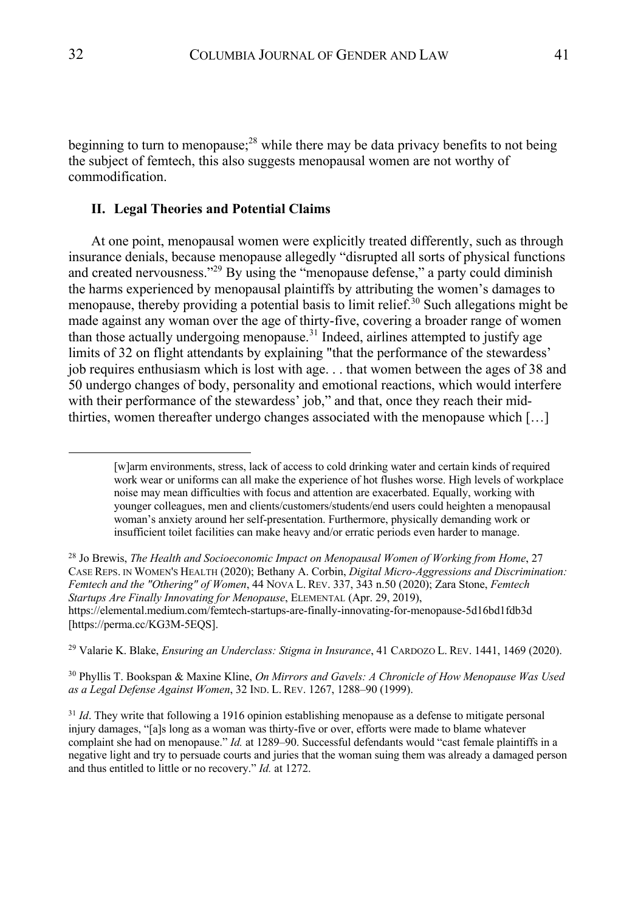beginning to turn to menopause;[28] while there may be data privacy benefits to not being the subject of femtech, this also suggests menopausal women are not worthy of commodification.

## II. Legal Theories and Potential Claims

At one point, menopausal women were explicitly treated differently, such as through insurance denials, because menopause allegedly "disrupted all sorts of physical functions and created nervousness."[29] By using the "menopause defense," a party could diminish the harms experienced by menopausal plaintiffs by attributing the women's damages to menopause, thereby providing a potential basis to limit relief.[30] Such allegations might be made against any woman over the age of thirty-five, covering a broader range of women than those actually undergoing menopause.[31] Indeed, airlines attempted to justify age limits of 32 on flight attendants by explaining "that the performance of the stewardess' job requires enthusiasm which is lost with age. . . that women between the ages of 38 and 50 undergo changes of body, personality and emotional reactions, which would interfere with their performance of the stewardess' job," and that, once they reach their mid-thirties, women thereafter undergo changes associated with the menopause which […]

---

> [w]arm environments, stress, lack of access to cold drinking water and certain kinds of required work wear or uniforms can all make the experience of hot flushes worse. High levels of workplace noise may mean difficulties with focus and attention are exacerbated. Equally, working with younger colleagues, men and clients/customers/students/end users could heighten a menopausal woman's anxiety around her self-presentation. Furthermore, physically demanding work or insufficient toilet facilities can make heavy and/or erratic periods even harder to manage.

[28] Jo Brewis, *The Health and Socioeconomic Impact on Menopausal Women of Working from Home*, 27 CASE REPS. IN WOMEN'S HEALTH (2020); Bethany A. Corbin, *Digital Micro-Aggressions and Discrimination: Femtech and the "Othering" of Women*, 44 NOVA L. REV. 337, 343 n.50 (2020); Zara Stone, *Femtech Startups Are Finally Innovating for Menopause*, ELEMENTAL (Apr. 29, 2019), https://elemental.medium.com/femtech-startups-are-finally-innovating-for-menopause-5d16bd1fdb3d [https://perma.cc/KG3M-5EQS].

[29] Valarie K. Blake, *Ensuring an Underclass: Stigma in Insurance*, 41 CARDOZO L. REV. 1441, 1469 (2020).

[30] Phyllis T. Bookspan & Maxine Kline, *On Mirrors and Gavels: A Chronicle of How Menopause Was Used as a Legal Defense Against Women*, 32 IND. L. REV. 1267, 1288–90 (1999).

[31] *Id*. They write that following a 1916 opinion establishing menopause as a defense to mitigate personal injury damages, "[a]s long as a woman was thirty-five or over, efforts were made to blame whatever complaint she had on menopause." *Id.* at 1289–90. Successful defendants would "cast female plaintiffs in a negative light and try to persuade courts and juries that the woman suing them was already a damaged person and thus entitled to little or no recovery." *Id.* at 1272.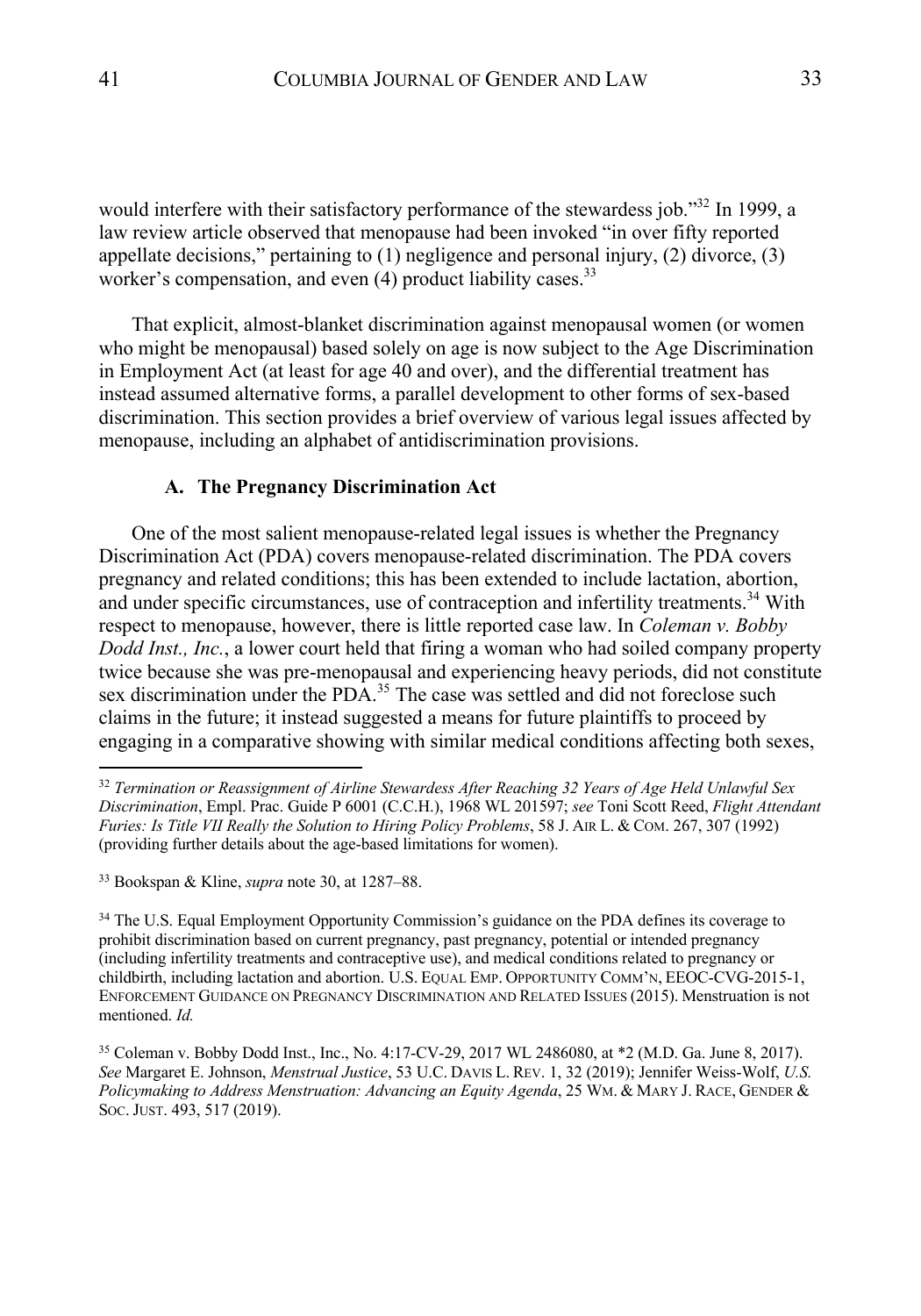would interfere with their satisfactory performance of the stewardess job."[32] In 1999, a law review article observed that menopause had been invoked "in over fifty reported appellate decisions," pertaining to (1) negligence and personal injury, (2) divorce, (3) worker's compensation, and even (4) product liability cases.[33]

That explicit, almost-blanket discrimination against menopausal women (or women who might be menopausal) based solely on age is now subject to the Age Discrimination in Employment Act (at least for age 40 and over), and the differential treatment has instead assumed alternative forms, a parallel development to other forms of sex-based discrimination. This section provides a brief overview of various legal issues affected by menopause, including an alphabet of antidiscrimination provisions.

### A. The Pregnancy Discrimination Act

One of the most salient menopause-related legal issues is whether the Pregnancy Discrimination Act (PDA) covers menopause-related discrimination. The PDA covers pregnancy and related conditions; this has been extended to include lactation, abortion, and under specific circumstances, use of contraception and infertility treatments.[34] With respect to menopause, however, there is little reported case law. In *Coleman v. Bobby Dodd Inst., Inc.*, a lower court held that firing a woman who had soiled company property twice because she was pre-menopausal and experiencing heavy periods, did not constitute sex discrimination under the PDA.[35] The case was settled and did not foreclose such claims in the future; it instead suggested a means for future plaintiffs to proceed by engaging in a comparative showing with similar medical conditions affecting both sexes,

---

[32] *Termination or Reassignment of Airline Stewardess After Reaching 32 Years of Age Held Unlawful Sex Discrimination*, Empl. Prac. Guide P 6001 (C.C.H.), 1968 WL 201597; *see* Toni Scott Reed, *Flight Attendant Furies: Is Title VII Really the Solution to Hiring Policy Problems*, 58 J. AIR L. & COM. 267, 307 (1992) (providing further details about the age-based limitations for women).

[33] Bookspan & Kline, *supra* note 30, at 1287–88.

[34] The U.S. Equal Employment Opportunity Commission's guidance on the PDA defines its coverage to prohibit discrimination based on current pregnancy, past pregnancy, potential or intended pregnancy (including infertility treatments and contraceptive use), and medical conditions related to pregnancy or childbirth, including lactation and abortion. U.S. EQUAL EMP. OPPORTUNITY COMM'N, EEOC-CVG-2015-1, ENFORCEMENT GUIDANCE ON PREGNANCY DISCRIMINATION AND RELATED ISSUES (2015). Menstruation is not mentioned. *Id.*

[35] Coleman v. Bobby Dodd Inst., Inc., No. 4:17-CV-29, 2017 WL 2486080, at *2 (M.D. Ga. June 8, 2017). *See* Margaret E. Johnson, *Menstrual Justice*, 53 U.C. DAVIS L. REV. 1, 32 (2019); Jennifer Weiss-Wolf, *U.S. Policymaking to Address Menstruation: Advancing an Equity Agenda*, 25 WM. & MARY J. RACE, GENDER & SOC. JUST. 493, 517 (2019).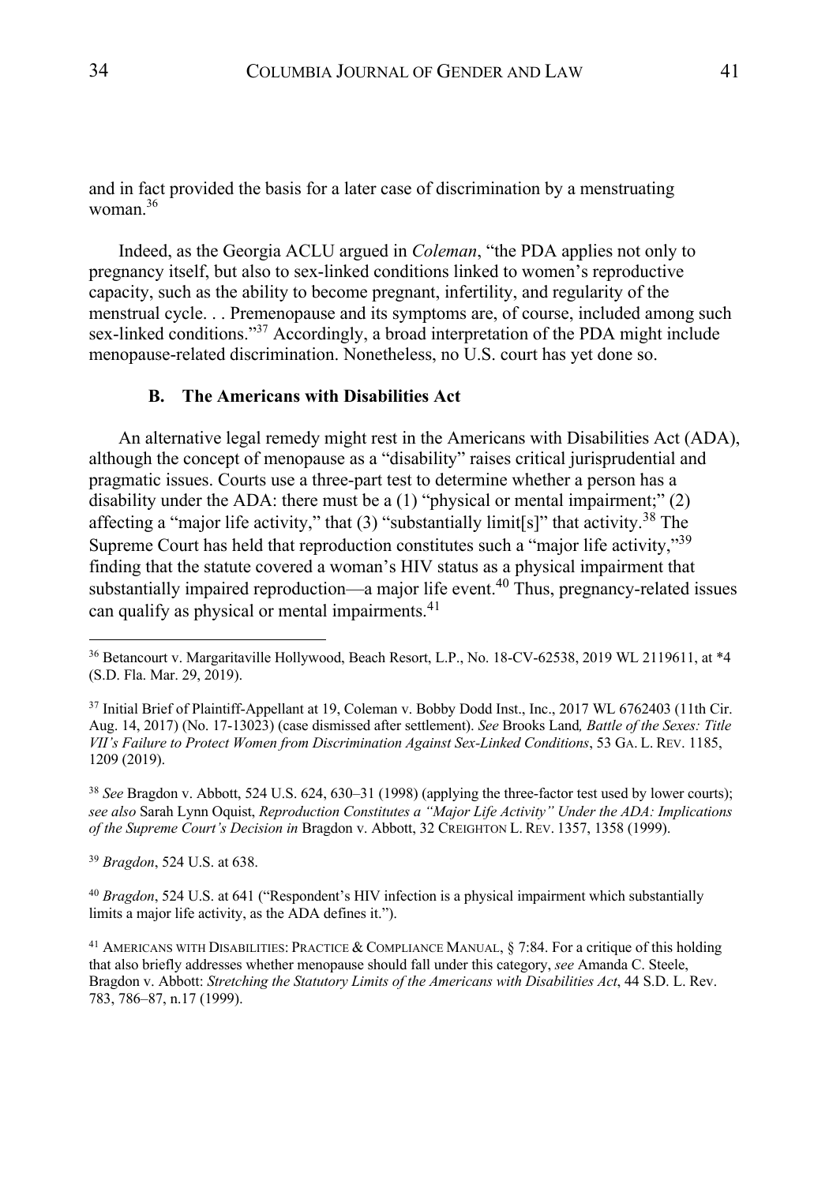and in fact provided the basis for a later case of discrimination by a menstruating woman.[36]

Indeed, as the Georgia ACLU argued in *Coleman*, "the PDA applies not only to pregnancy itself, but also to sex-linked conditions linked to women's reproductive capacity, such as the ability to become pregnant, infertility, and regularity of the menstrual cycle. . . Premenopause and its symptoms are, of course, included among such sex-linked conditions."[37] Accordingly, a broad interpretation of the PDA might include menopause-related discrimination. Nonetheless, no U.S. court has yet done so.

### B. The Americans with Disabilities Act

An alternative legal remedy might rest in the Americans with Disabilities Act (ADA), although the concept of menopause as a "disability" raises critical jurisprudential and pragmatic issues. Courts use a three-part test to determine whether a person has a disability under the ADA: there must be a (1) "physical or mental impairment;" (2) affecting a "major life activity," that (3) "substantially limit[s]" that activity.[38] The Supreme Court has held that reproduction constitutes such a "major life activity,"[39] finding that the statute covered a woman's HIV status as a physical impairment that substantially impaired reproduction—a major life event.[40] Thus, pregnancy-related issues can qualify as physical or mental impairments.[41]

---

[36] Betancourt v. Margaritaville Hollywood, Beach Resort, L.P., No. 18-CV-62538, 2019 WL 2119611, at *4 (S.D. Fla. Mar. 29, 2019).

[37] Initial Brief of Plaintiff-Appellant at 19, Coleman v. Bobby Dodd Inst., Inc., 2017 WL 6762403 (11th Cir. Aug. 14, 2017) (No. 17-13023) (case dismissed after settlement). *See* Brooks Land*, Battle of the Sexes: Title VII's Failure to Protect Women from Discrimination Against Sex-Linked Conditions*, 53 GA. L. REV. 1185, 1209 (2019).

[38] *See* Bragdon v. Abbott, 524 U.S. 624, 630–31 (1998) (applying the three-factor test used by lower courts); *see also* Sarah Lynn Oquist, *Reproduction Constitutes a "Major Life Activity" Under the ADA: Implications of the Supreme Court's Decision in* Bragdon v. Abbott, 32 CREIGHTON L. REV. 1357, 1358 (1999).

[39] *Bragdon*, 524 U.S. at 638.

[40] *Bragdon*, 524 U.S. at 641 ("Respondent's HIV infection is a physical impairment which substantially limits a major life activity, as the ADA defines it.").

[41] AMERICANS WITH DISABILITIES: PRACTICE & COMPLIANCE MANUAL, § 7:84. For a critique of this holding that also briefly addresses whether menopause should fall under this category, *see* Amanda C. Steele, Bragdon v. Abbott: *Stretching the Statutory Limits of the Americans with Disabilities Act*, 44 S.D. L. Rev. 783, 786–87, n.17 (1999).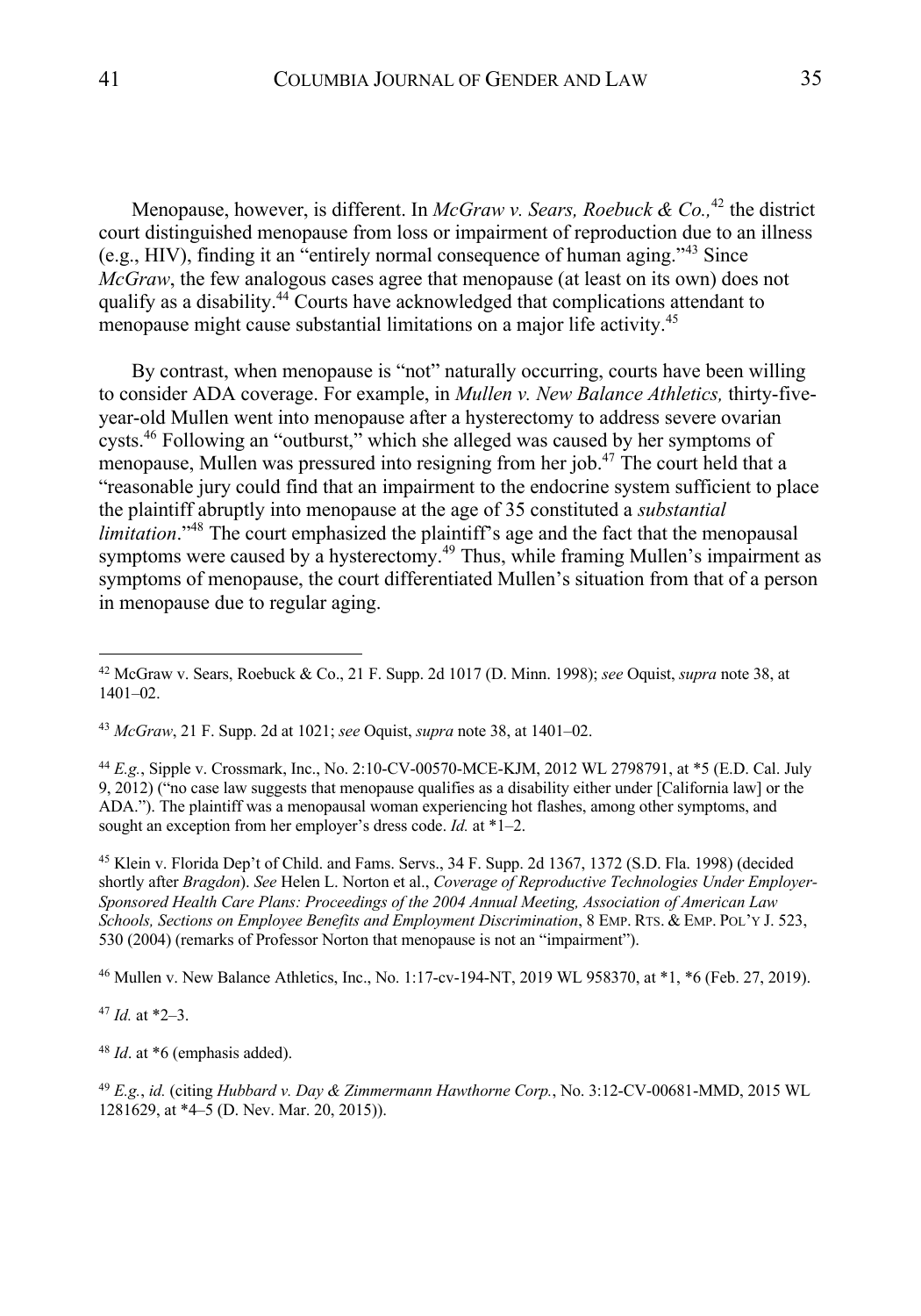Menopause, however, is different. In *McGraw v. Sears, Roebuck & Co.,*[42] the district court distinguished menopause from loss or impairment of reproduction due to an illness (e.g., HIV), finding it an "entirely normal consequence of human aging."[43] Since *McGraw*, the few analogous cases agree that menopause (at least on its own) does not qualify as a disability.[44] Courts have acknowledged that complications attendant to menopause might cause substantial limitations on a major life activity.[45]

By contrast, when menopause is "not" naturally occurring, courts have been willing to consider ADA coverage. For example, in *Mullen v. New Balance Athletics,* thirty-five-year-old Mullen went into menopause after a hysterectomy to address severe ovarian cysts.[46] Following an "outburst," which she alleged was caused by her symptoms of menopause, Mullen was pressured into resigning from her job.[47] The court held that a "reasonable jury could find that an impairment to the endocrine system sufficient to place the plaintiff abruptly into menopause at the age of 35 constituted a *substantial limitation*."[48] The court emphasized the plaintiff's age and the fact that the menopausal symptoms were caused by a hysterectomy.[49] Thus, while framing Mullen's impairment as symptoms of menopause, the court differentiated Mullen's situation from that of a person in menopause due to regular aging.

---

[42] McGraw v. Sears, Roebuck & Co., 21 F. Supp. 2d 1017 (D. Minn. 1998); *see* Oquist, *supra* note 38, at 1401–02.

[43] *McGraw*, 21 F. Supp. 2d at 1021; *see* Oquist, *supra* note 38, at 1401–02.

[44] *E.g.*, Sipple v. Crossmark, Inc., No. 2:10-CV-00570-MCE-KJM, 2012 WL 2798791, at *5 (E.D. Cal. July 9, 2012) ("no case law suggests that menopause qualifies as a disability either under [California law] or the ADA."). The plaintiff was a menopausal woman experiencing hot flashes, among other symptoms, and sought an exception from her employer's dress code. *Id.* at *1–2.

[45] Klein v. Florida Dep't of Child. and Fams. Servs., 34 F. Supp. 2d 1367, 1372 (S.D. Fla. 1998) (decided shortly after *Bragdon*). *See* Helen L. Norton et al., *Coverage of Reproductive Technologies Under Employer-Sponsored Health Care Plans: Proceedings of the 2004 Annual Meeting, Association of American Law Schools, Sections on Employee Benefits and Employment Discrimination*, 8 EMP. RTS. & EMP. POL'Y J. 523, 530 (2004) (remarks of Professor Norton that menopause is not an "impairment").

[46] Mullen v. New Balance Athletics, Inc., No. 1:17-cv-194-NT, 2019 WL 958370, at *1, *6 (Feb. 27, 2019).

[47] *Id.* at *2–3.

[48] *Id*. at *6 (emphasis added).

[49] *E.g.*, *id.* (citing *Hubbard v. Day & Zimmermann Hawthorne Corp.*, No. 3:12-CV-00681-MMD, 2015 WL 1281629, at *4–5 (D. Nev. Mar. 20, 2015)).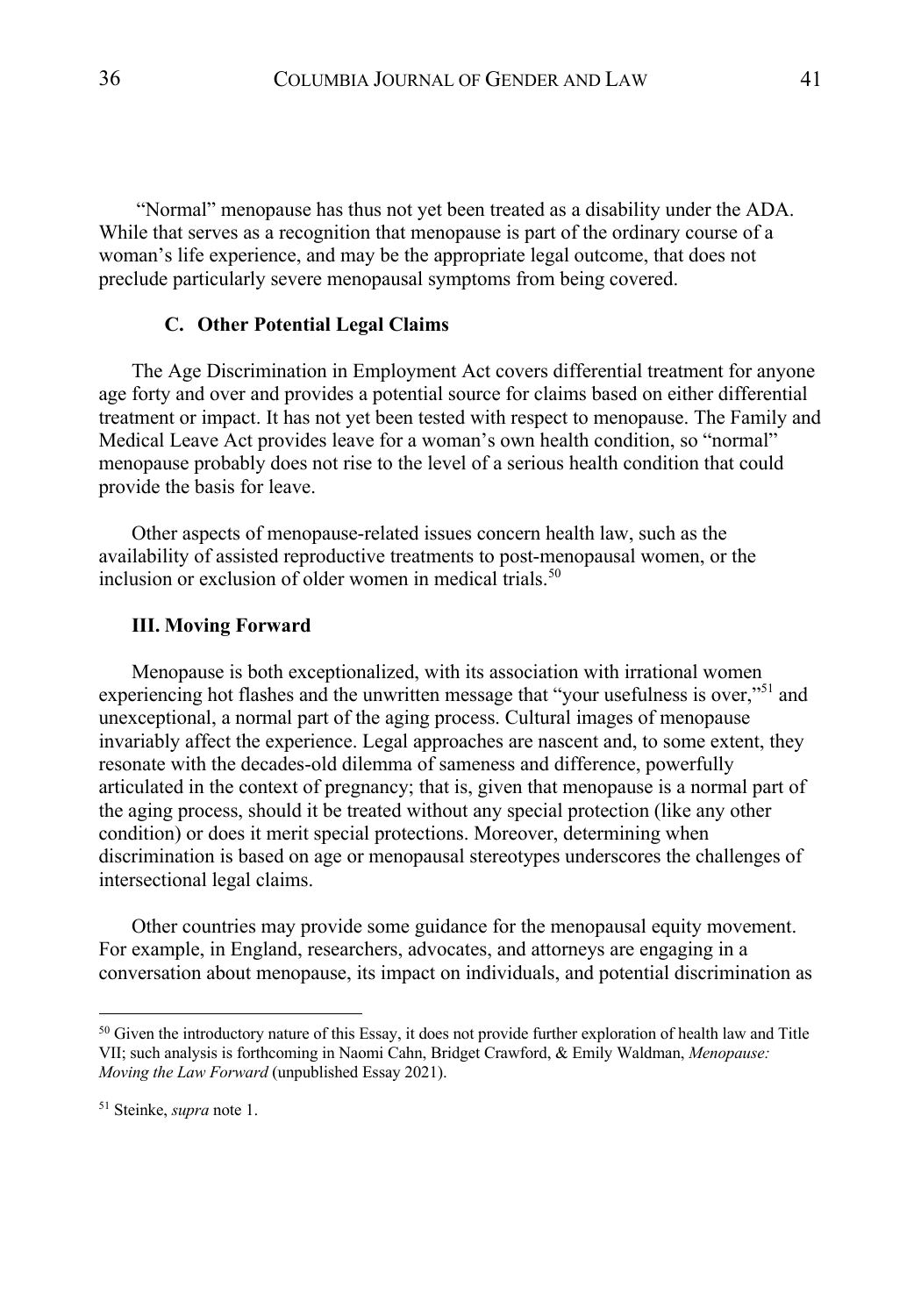"Normal" menopause has thus not yet been treated as a disability under the ADA. While that serves as a recognition that menopause is part of the ordinary course of a woman's life experience, and may be the appropriate legal outcome, that does not preclude particularly severe menopausal symptoms from being covered.

### C. Other Potential Legal Claims

The Age Discrimination in Employment Act covers differential treatment for anyone age forty and over and provides a potential source for claims based on either differential treatment or impact. It has not yet been tested with respect to menopause. The Family and Medical Leave Act provides leave for a woman's own health condition, so "normal" menopause probably does not rise to the level of a serious health condition that could provide the basis for leave.

Other aspects of menopause-related issues concern health law, such as the availability of assisted reproductive treatments to post-menopausal women, or the inclusion or exclusion of older women in medical trials.[50]

## III. Moving Forward

Menopause is both exceptionalized, with its association with irrational women experiencing hot flashes and the unwritten message that "your usefulness is over,"[51] and unexceptional, a normal part of the aging process. Cultural images of menopause invariably affect the experience. Legal approaches are nascent and, to some extent, they resonate with the decades-old dilemma of sameness and difference, powerfully articulated in the context of pregnancy; that is, given that menopause is a normal part of the aging process, should it be treated without any special protection (like any other condition) or does it merit special protections. Moreover, determining when discrimination is based on age or menopausal stereotypes underscores the challenges of intersectional legal claims.

Other countries may provide some guidance for the menopausal equity movement. For example, in England, researchers, advocates, and attorneys are engaging in a conversation about menopause, its impact on individuals, and potential discrimination as

---

[50] Given the introductory nature of this Essay, it does not provide further exploration of health law and Title VII; such analysis is forthcoming in Naomi Cahn, Bridget Crawford, & Emily Waldman, *Menopause: Moving the Law Forward* (unpublished Essay 2021).

[51] Steinke, *supra* note 1.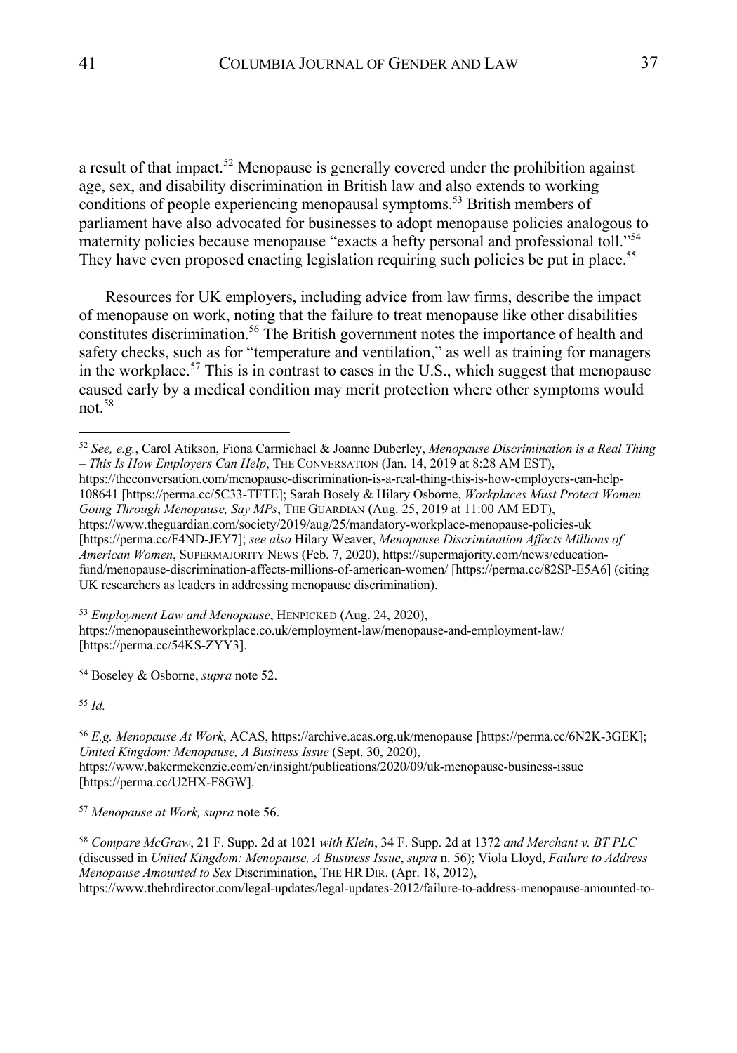a result of that impact.[52] Menopause is generally covered under the prohibition against age, sex, and disability discrimination in British law and also extends to working conditions of people experiencing menopausal symptoms.[53] British members of parliament have also advocated for businesses to adopt menopause policies analogous to maternity policies because menopause "exacts a hefty personal and professional toll."[54] They have even proposed enacting legislation requiring such policies be put in place.[55]

Resources for UK employers, including advice from law firms, describe the impact of menopause on work, noting that the failure to treat menopause like other disabilities constitutes discrimination.[56] The British government notes the importance of health and safety checks, such as for "temperature and ventilation," as well as training for managers in the workplace.[57] This is in contrast to cases in the U.S., which suggest that menopause caused early by a medical condition may merit protection where other symptoms would not.[58]

---

[52] *See, e.g.*, Carol Atikson, Fiona Carmichael & Joanne Duberley, *Menopause Discrimination is a Real Thing – This Is How Employers Can Help*, THE CONVERSATION (Jan. 14, 2019 at 8:28 AM EST), https://theconversation.com/menopause-discrimination-is-a-real-thing-this-is-how-employers-can-help-108641 [https://perma.cc/5C33-TFTE]; Sarah Bosely & Hilary Osborne, *Workplaces Must Protect Women Going Through Menopause, Say MPs*, THE GUARDIAN (Aug. 25, 2019 at 11:00 AM EDT), https://www.theguardian.com/society/2019/aug/25/mandatory-workplace-menopause-policies-uk [https://perma.cc/F4ND-JEY7]; *see also* Hilary Weaver, *Menopause Discrimination Affects Millions of American Women*, SUPERMAJORITY NEWS (Feb. 7, 2020), https://supermajority.com/news/education-fund/menopause-discrimination-affects-millions-of-american-women/ [https://perma.cc/82SP-E5A6] (citing UK researchers as leaders in addressing menopause discrimination).

[53] *Employment Law and Menopause*, HENPICKED (Aug. 24, 2020), https://menopauseintheworkplace.co.uk/employment-law/menopause-and-employment-law/ [https://perma.cc/54KS-ZYY3].

[54] Boseley & Osborne, *supra* note 52.

[55] *Id.*

[56] *E.g. Menopause At Work*, ACAS, https://archive.acas.org.uk/menopause [https://perma.cc/6N2K-3GEK]; *United Kingdom: Menopause, A Business Issue* (Sept. 30, 2020), https://www.bakermckenzie.com/en/insight/publications/2020/09/uk-menopause-business-issue [https://perma.cc/U2HX-F8GW].

[57] *Menopause at Work, supra* note 56.

[58] *Compare McGraw*, 21 F. Supp. 2d at 1021 *with Klein*, 34 F. Supp. 2d at 1372 *and Merchant v. BT PLC* (discussed in *United Kingdom: Menopause, A Business Issue*, *supra* n. 56); Viola Lloyd, *Failure to Address Menopause Amounted to Sex* Discrimination, THE HR DIR. (Apr. 18, 2012), https://www.thehrdirector.com/legal-updates/legal-updates-2012/failure-to-address-menopause-amounted-to-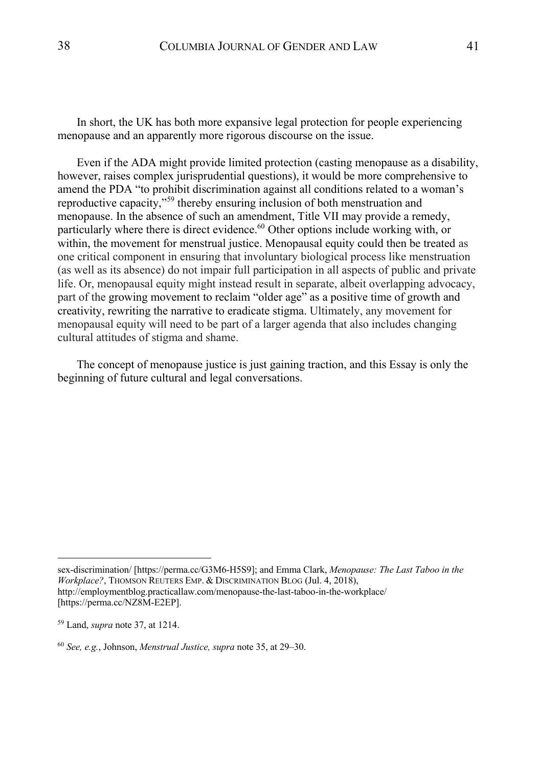In short, the UK has both more expansive legal protection for people experiencing menopause and an apparently more rigorous discourse on the issue.

Even if the ADA might provide limited protection (casting menopause as a disability, however, raises complex jurisprudential questions), it would be more comprehensive to amend the PDA "to prohibit discrimination against all conditions related to a woman's reproductive capacity,"[59] thereby ensuring inclusion of both menstruation and menopause. In the absence of such an amendment, Title VII may provide a remedy, particularly where there is direct evidence.[60] Other options include working with, or within, the movement for menstrual justice. Menopausal equity could then be treated as one critical component in ensuring that involuntary biological process like menstruation (as well as its absence) do not impair full participation in all aspects of public and private life. Or, menopausal equity might instead result in separate, albeit overlapping advocacy, part of the growing movement to reclaim "older age" as a positive time of growth and creativity, rewriting the narrative to eradicate stigma. Ultimately, any movement for menopausal equity will need to be part of a larger agenda that also includes changing cultural attitudes of stigma and shame.

The concept of menopause justice is just gaining traction, and this Essay is only the beginning of future cultural and legal conversations.

---

sex-discrimination/ [https://perma.cc/G3M6-H5S9]; and Emma Clark, *Menopause: The Last Taboo in the Workplace?*, THOMSON REUTERS EMP. & DISCRIMINATION BLOG (Jul. 4, 2018), http://employmentblog.practicallaw.com/menopause-the-last-taboo-in-the-workplace/ [https://perma.cc/NZ8M-E2EP].

[59] Land, *supra* note 37, at 1214.

[60] *See, e.g.*, Johnson, *Menstrual Justice, supra* note 35, at 29–30.